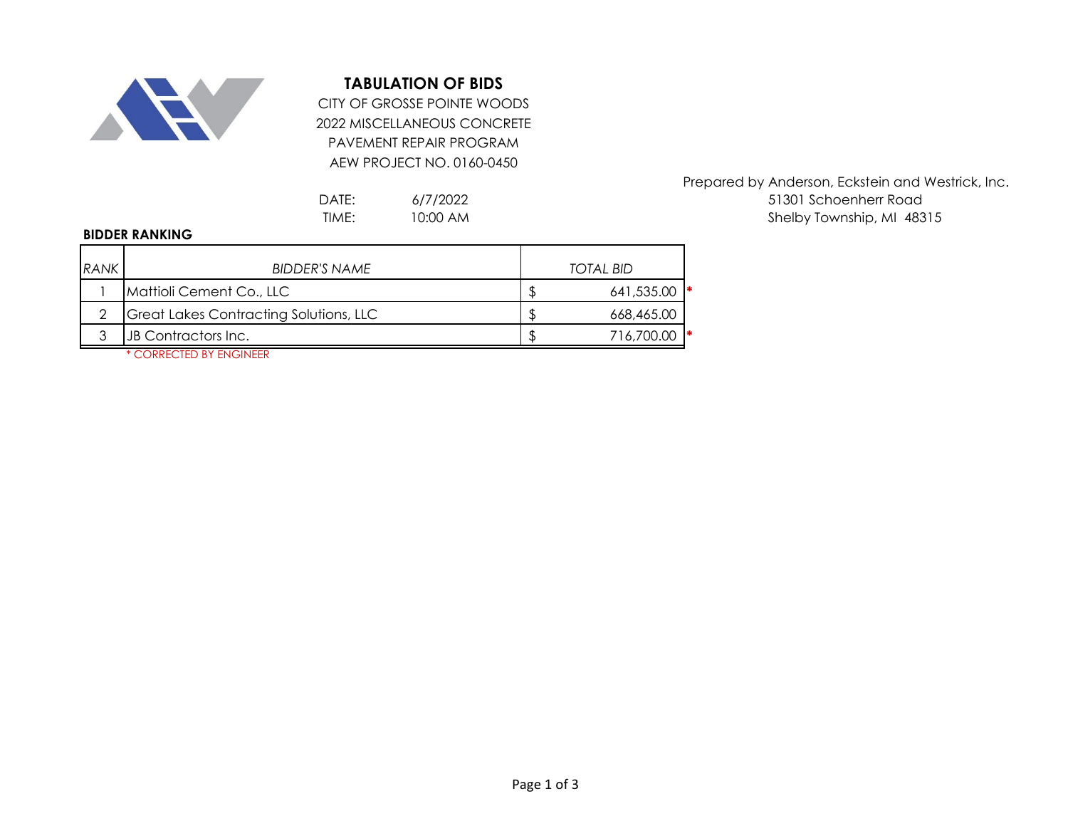# TABULATION OF BIDS

CITY OF GROSSE POINTE WOODS
2022 MISCELLANEOUS CONCRETE
PAVEMENT REPAIR PROGRAM
AEW PROJECT NO. 0160-0450

Prepared by Anderson, Eckstein and Westrick, Inc.
51301 Schoenherr Road
Shelby Township, MI 48315

DATE: 6/7/2022
TIME: 10:00 AM

**BIDDER RANKING**

| *RANK* | *BIDDER'S NAME* | *TOTAL BID* | |
|---|---|---|---|
| 1 | Mattioli Cement Co., LLC | $ 641,535.00 | * |
| 2 | Great Lakes Contracting Solutions, LLC | $ 668,465.00 | |
| 3 | JB Contractors Inc. | $ 716,700.00 | * |

* CORRECTED BY ENGINEER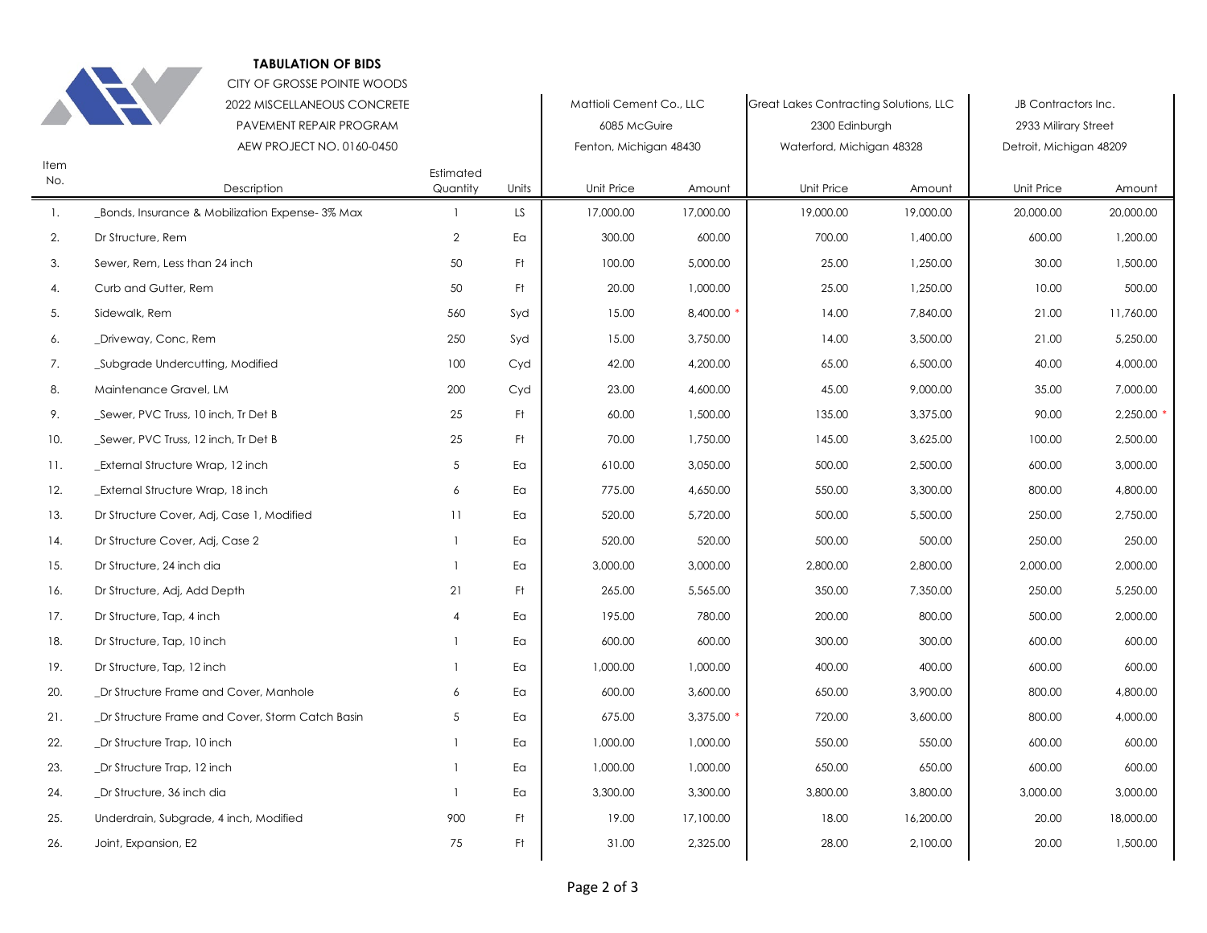**TABULATION OF BIDS**

CITY OF GROSSE POINTE WOODS

2022 MISCELLANEOUS CONCRETE

PAVEMENT REPAIR PROGRAM

AEW PROJECT NO. 0160-0450

| Item No. | Description | Estimated Quantity | Units | Mattioli Cement Co., LLC 6085 McGuire Fenton, Michigan 48430 | | Great Lakes Contracting Solutions, LLC 2300 Edinburgh Waterford, Michigan 48328 | | JB Contractors Inc. 2933 Milirary Street Detroit, Michigan 48209 | |
|---|---|---|---|---|---|---|---|---|---|
| | | | | Unit Price | Amount | Unit Price | Amount | Unit Price | Amount |
| 1. | _Bonds, Insurance & Mobilization Expense- 3% Max | 1 | LS | 17,000.00 | 17,000.00 | 19,000.00 | 19,000.00 | 20,000.00 | 20,000.00 |
| 2. | Dr Structure, Rem | 2 | Ea | 300.00 | 600.00 | 700.00 | 1,400.00 | 600.00 | 1,200.00 |
| 3. | Sewer, Rem, Less than 24 inch | 50 | Ft | 100.00 | 5,000.00 | 25.00 | 1,250.00 | 30.00 | 1,500.00 |
| 4. | Curb and Gutter, Rem | 50 | Ft | 20.00 | 1,000.00 | 25.00 | 1,250.00 | 10.00 | 500.00 |
| 5. | Sidewalk, Rem | 560 | Syd | 15.00 | 8,400.00 * | 14.00 | 7,840.00 | 21.00 | 11,760.00 |
| 6. | _Driveway, Conc, Rem | 250 | Syd | 15.00 | 3,750.00 | 14.00 | 3,500.00 | 21.00 | 5,250.00 |
| 7. | _Subgrade Undercutting, Modified | 100 | Cyd | 42.00 | 4,200.00 | 65.00 | 6,500.00 | 40.00 | 4,000.00 |
| 8. | Maintenance Gravel, LM | 200 | Cyd | 23.00 | 4,600.00 | 45.00 | 9,000.00 | 35.00 | 7,000.00 |
| 9. | _Sewer, PVC Truss, 10 inch, Tr Det B | 25 | Ft | 60.00 | 1,500.00 | 135.00 | 3,375.00 | 90.00 | 2,250.00 * |
| 10. | _Sewer, PVC Truss, 12 inch, Tr Det B | 25 | Ft | 70.00 | 1,750.00 | 145.00 | 3,625.00 | 100.00 | 2,500.00 |
| 11. | _External Structure Wrap, 12 inch | 5 | Ea | 610.00 | 3,050.00 | 500.00 | 2,500.00 | 600.00 | 3,000.00 |
| 12. | _External Structure Wrap, 18 inch | 6 | Ea | 775.00 | 4,650.00 | 550.00 | 3,300.00 | 800.00 | 4,800.00 |
| 13. | Dr Structure Cover, Adj, Case 1, Modified | 11 | Ea | 520.00 | 5,720.00 | 500.00 | 5,500.00 | 250.00 | 2,750.00 |
| 14. | Dr Structure Cover, Adj, Case 2 | 1 | Ea | 520.00 | 520.00 | 500.00 | 500.00 | 250.00 | 250.00 |
| 15. | Dr Structure, 24 inch dia | 1 | Ea | 3,000.00 | 3,000.00 | 2,800.00 | 2,800.00 | 2,000.00 | 2,000.00 |
| 16. | Dr Structure, Adj, Add Depth | 21 | Ft | 265.00 | 5,565.00 | 350.00 | 7,350.00 | 250.00 | 5,250.00 |
| 17. | Dr Structure, Tap, 4 inch | 4 | Ea | 195.00 | 780.00 | 200.00 | 800.00 | 500.00 | 2,000.00 |
| 18. | Dr Structure, Tap, 10 inch | 1 | Ea | 600.00 | 600.00 | 300.00 | 300.00 | 600.00 | 600.00 |
| 19. | Dr Structure, Tap, 12 inch | 1 | Ea | 1,000.00 | 1,000.00 | 400.00 | 400.00 | 600.00 | 600.00 |
| 20. | _Dr Structure Frame and Cover, Manhole | 6 | Ea | 600.00 | 3,600.00 | 650.00 | 3,900.00 | 800.00 | 4,800.00 |
| 21. | _Dr Structure Frame and Cover, Storm Catch Basin | 5 | Ea | 675.00 | 3,375.00 * | 720.00 | 3,600.00 | 800.00 | 4,000.00 |
| 22. | _Dr Structure Trap, 10 inch | 1 | Ea | 1,000.00 | 1,000.00 | 550.00 | 550.00 | 600.00 | 600.00 |
| 23. | _Dr Structure Trap, 12 inch | 1 | Ea | 1,000.00 | 1,000.00 | 650.00 | 650.00 | 600.00 | 600.00 |
| 24. | _Dr Structure, 36 inch dia | 1 | Ea | 3,300.00 | 3,300.00 | 3,800.00 | 3,800.00 | 3,000.00 | 3,000.00 |
| 25. | Underdrain, Subgrade, 4 inch, Modified | 900 | Ft | 19.00 | 17,100.00 | 18.00 | 16,200.00 | 20.00 | 18,000.00 |
| 26. | Joint, Expansion, E2 | 75 | Ft | 31.00 | 2,325.00 | 28.00 | 2,100.00 | 20.00 | 1,500.00 |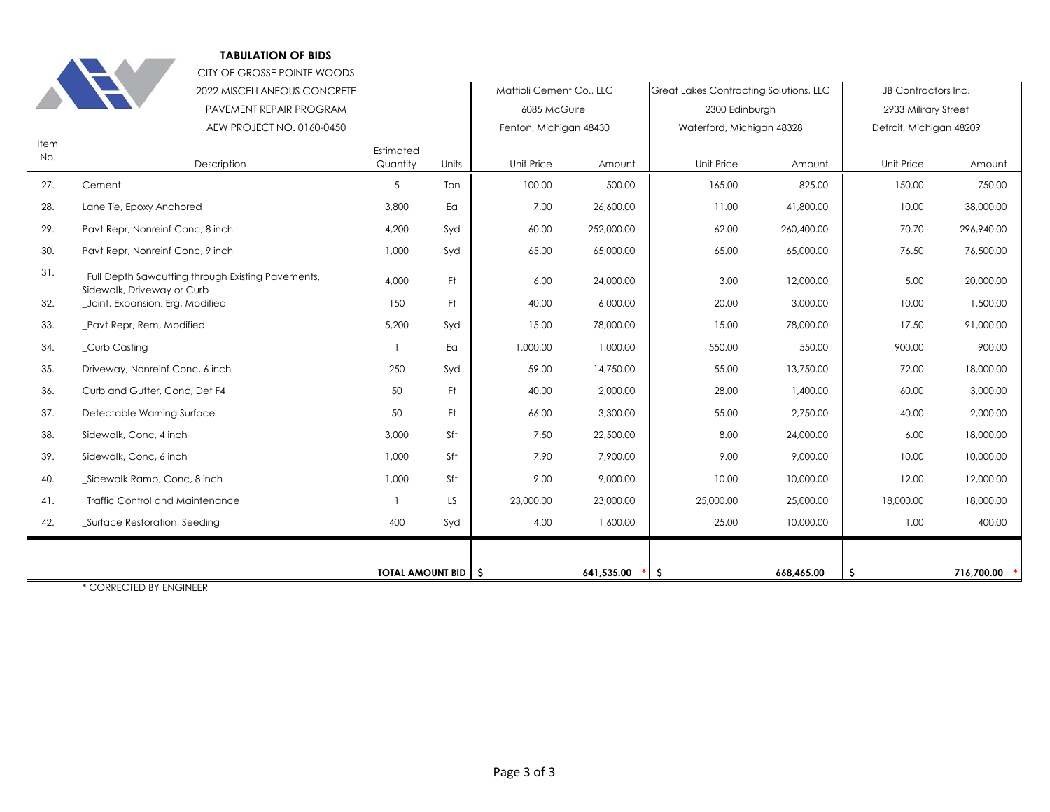**TABULATION OF BIDS**

CITY OF GROSSE POINTE WOODS

2022 MISCELLANEOUS CONCRETE

PAVEMENT REPAIR PROGRAM

AEW PROJECT NO. 0160-0450

| Item No. | Description | Estimated Quantity | Units | Mattioli Cement Co., LLC<br>6085 McGuire<br>Fenton, Michigan 48430<br>Unit Price | Amount | Great Lakes Contracting Solutions, LLC<br>2300 Edinburgh<br>Waterford, Michigan 48328<br>Unit Price | Amount | JB Contractors Inc.<br>2933 Milirary Street<br>Detroit, Michigan 48209<br>Unit Price | Amount |
|---|---|---|---|---|---|---|---|---|---|
| 27. | Cement | 5 | Ton | 100.00 | 500.00 | 165.00 | 825.00 | 150.00 | 750.00 |
| 28. | Lane Tie, Epoxy Anchored | 3,800 | Ea | 7.00 | 26,600.00 | 11.00 | 41,800.00 | 10.00 | 38,000.00 |
| 29. | Pavt Repr, Nonreinf Conc, 8 inch | 4,200 | Syd | 60.00 | 252,000.00 | 62.00 | 260,400.00 | 70.70 | 296,940.00 |
| 30. | Pavt Repr, Nonreinf Conc, 9 inch | 1,000 | Syd | 65.00 | 65,000.00 | 65.00 | 65,000.00 | 76.50 | 76,500.00 |
| 31. | _Full Depth Sawcutting through Existing Pavements, Sidewalk, Driveway or Curb | 4,000 | Ft | 6.00 | 24,000.00 | 3.00 | 12,000.00 | 5.00 | 20,000.00 |
| 32. | _Joint, Expansion, Erg, Modified | 150 | Ft | 40.00 | 6,000.00 | 20.00 | 3,000.00 | 10.00 | 1,500.00 |
| 33. | _Pavt Repr, Rem, Modified | 5,200 | Syd | 15.00 | 78,000.00 | 15.00 | 78,000.00 | 17.50 | 91,000.00 |
| 34. | _Curb Casting | 1 | Ea | 1,000.00 | 1,000.00 | 550.00 | 550.00 | 900.00 | 900.00 |
| 35. | Driveway, Nonreinf Conc, 6 inch | 250 | Syd | 59.00 | 14,750.00 | 55.00 | 13,750.00 | 72.00 | 18,000.00 |
| 36. | Curb and Gutter, Conc, Det F4 | 50 | Ft | 40.00 | 2,000.00 | 28.00 | 1,400.00 | 60.00 | 3,000.00 |
| 37. | Detectable Warning Surface | 50 | Ft | 66.00 | 3,300.00 | 55.00 | 2,750.00 | 40.00 | 2,000.00 |
| 38. | Sidewalk, Conc, 4 inch | 3,000 | Sft | 7.50 | 22,500.00 | 8.00 | 24,000.00 | 6.00 | 18,000.00 |
| 39. | Sidewalk, Conc, 6 inch | 1,000 | Sft | 7.90 | 7,900.00 | 9.00 | 9,000.00 | 10.00 | 10,000.00 |
| 40. | _Sidewalk Ramp, Conc, 8 inch | 1,000 | Sft | 9.00 | 9,000.00 | 10.00 | 10,000.00 | 12.00 | 12,000.00 |
| 41. | _Traffic Control and Maintenance | 1 | LS | 23,000.00 | 23,000.00 | 25,000.00 | 25,000.00 | 18,000.00 | 18,000.00 |
| 42. | _Surface Restoration, Seeding | 400 | Syd | 4.00 | 1,600.00 | 25.00 | 10,000.00 | 1.00 | 400.00 |
| | | **TOTAL AMOUNT BID** | | **$** | **641,535.00** * | **$** | **668,465.00** | **$** | **716,700.00** * |

\* CORRECTED BY ENGINEER